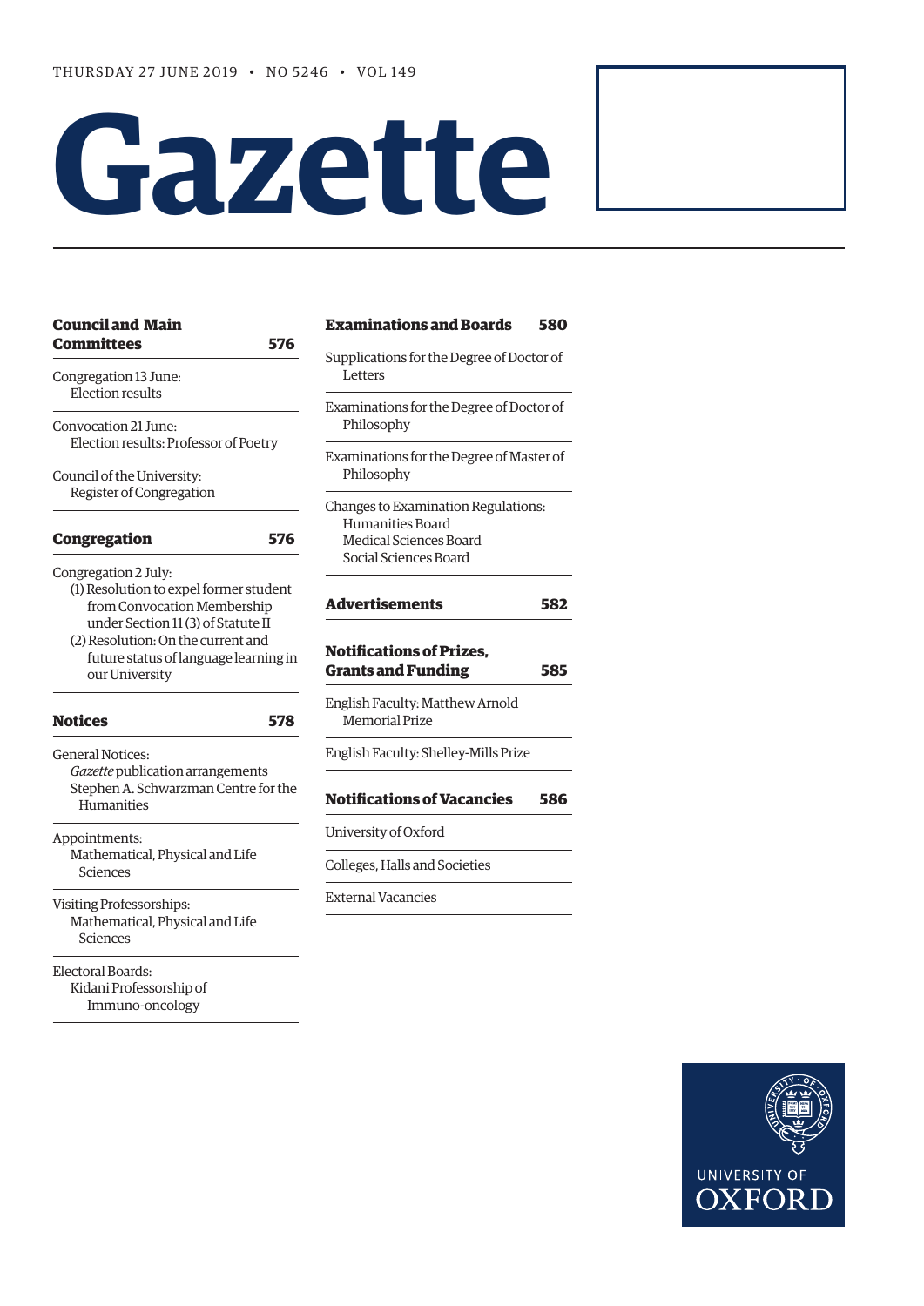THURSDAY 27 JUNE 2019 • NO 5246 • VOL 149

# Gazette

## Council and Main Committees 576

Congregation 13 June:
Election results

Convocation 21 June:
Election results: Professor of Poetry

Council of the University:
Register of Congregation

## Congregation 576

Congregation 2 July:
(1) Resolution to expel former student from Convocation Membership under Section 11 (3) of Statute II
(2) Resolution: On the current and future status of language learning in our University

## Notices 578

General Notices:
*Gazette* publication arrangements
Stephen A. Schwarzman Centre for the Humanities

Appointments:
Mathematical, Physical and Life Sciences

Visiting Professorships:
Mathematical, Physical and Life Sciences

Electoral Boards:
Kidani Professorship of Immuno-oncology

## Examinations and Boards 580

Supplications for the Degree of Doctor of Letters

Examinations for the Degree of Doctor of Philosophy

Examinations for the Degree of Master of Philosophy

Changes to Examination Regulations:
Humanities Board
Medical Sciences Board
Social Sciences Board

## Advertisements 582

## Notifications of Prizes, Grants and Funding 585

English Faculty: Matthew Arnold Memorial Prize

English Faculty: Shelley-Mills Prize

## Notifications of Vacancies 586

University of Oxford

Colleges, Halls and Societies

External Vacancies

UNIVERSITY OF OXFORD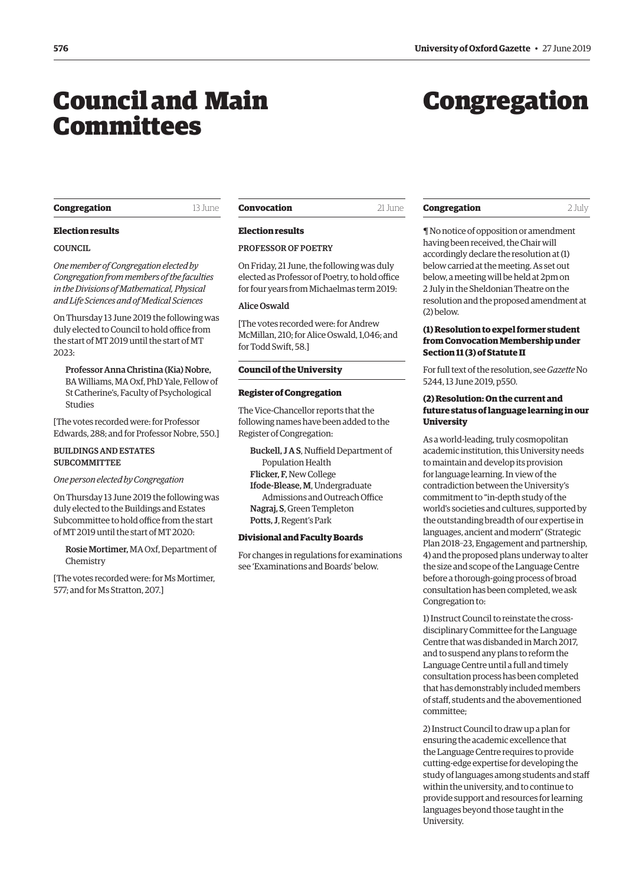# Council and Main Committees

**Congregation** 13 June

**Election results**

COUNCIL

*One member of Congregation elected by Congregation from members of the faculties in the Divisions of Mathematical, Physical and Life Sciences and of Medical Sciences*

On Thursday 13 June 2019 the following was duly elected to Council to hold office from the start of MT 2019 until the start of MT 2023:

> **Professor Anna Christina (Kia) Nobre,** BA Williams, MA Oxf, PhD Yale, Fellow of St Catherine's, Faculty of Psychological Studies

[The votes recorded were: for Professor Edwards, 288; and for Professor Nobre, 550.]

BUILDINGS AND ESTATES SUBCOMMITTEE

*One person elected by Congregation*

On Thursday 13 June 2019 the following was duly elected to the Buildings and Estates Subcommittee to hold office from the start of MT 2019 until the start of MT 2020:

> **Rosie Mortimer,** MA Oxf, Department of Chemistry

[The votes recorded were: for Ms Mortimer, 577; and for Ms Stratton, 207.]

**Convocation** 21 June

**Election results**

PROFESSOR OF POETRY

On Friday, 21 June, the following was duly elected as Professor of Poetry, to hold office for four years from Michaelmas term 2019:

**Alice Oswald**

[The votes recorded were: for Andrew McMillan, 210; for Alice Oswald, 1,046; and for Todd Swift, 58.]

**Council of the University**

**Register of Congregation**

The Vice-Chancellor reports that the following names have been added to the Register of Congregation:

> **Buckell, J A S**, Nuffield Department of Population Health
> **Flicker, F,** New College
> **Ifode-Blease, M**, Undergraduate Admissions and Outreach Office
> **Nagraj, S**, Green Templeton
> **Potts, J**, Regent's Park

**Divisional and Faculty Boards**

For changes in regulations for examinations see 'Examinations and Boards' below.

# Congregation

**Congregation** 2 July

¶ No notice of opposition or amendment having been received, the Chair will accordingly declare the resolution at (1) below carried at the meeting. As set out below, a meeting will be held at 2pm on 2 July in the Sheldonian Theatre on the resolution and the proposed amendment at (2) below.

**(1) Resolution to expel former student from Convocation Membership under Section 11 (3) of Statute II**

For full text of the resolution, see *Gazette* No 5244, 13 June 2019, p550.

**(2) Resolution: On the current and future status of language learning in our University**

As a world-leading, truly cosmopolitan academic institution, this University needs to maintain and develop its provision for language learning. In view of the contradiction between the University's commitment to "in-depth study of the world's societies and cultures, supported by the outstanding breadth of our expertise in languages, ancient and modern" (Strategic Plan 2018–23, Engagement and partnership, 4) and the proposed plans underway to alter the size and scope of the Language Centre before a thorough-going process of broad consultation has been completed, we ask Congregation to:

1) Instruct Council to reinstate the cross-disciplinary Committee for the Language Centre that was disbanded in March 2017, and to suspend any plans to reform the Language Centre until a full and timely consultation process has been completed that has demonstrably included members of staff, students and the abovementioned committee;

2) Instruct Council to draw up a plan for ensuring the academic excellence that the Language Centre requires to provide cutting-edge expertise for developing the study of languages among students and staff within the university, and to continue to provide support and resources for learning languages beyond those taught in the University.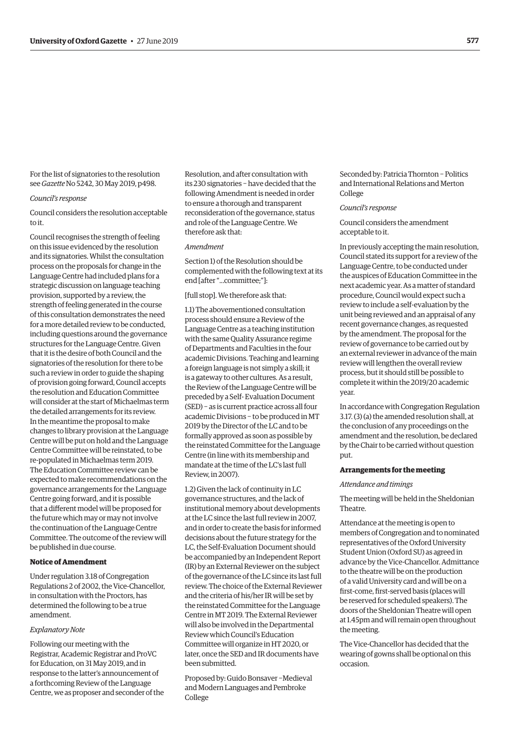For the list of signatories to the resolution see *Gazette* No 5242, 30 May 2019, p498.

*Council's response*

Council considers the resolution acceptable to it.

Council recognises the strength of feeling on this issue evidenced by the resolution and its signatories. Whilst the consultation process on the proposals for change in the Language Centre had included plans for a strategic discussion on language teaching provision, supported by a review, the strength of feeling generated in the course of this consultation demonstrates the need for a more detailed review to be conducted, including questions around the governance structures for the Language Centre. Given that it is the desire of both Council and the signatories of the resolution for there to be such a review in order to guide the shaping of provision going forward, Council accepts the resolution and Education Committee will consider at the start of Michaelmas term the detailed arrangements for its review. In the meantime the proposal to make changes to library provision at the Language Centre will be put on hold and the Language Centre Committee will be reinstated, to be re-populated in Michaelmas term 2019. The Education Committee review can be expected to make recommendations on the governance arrangements for the Language Centre going forward, and it is possible that a different model will be proposed for the future which may or may not involve the continuation of the Language Centre Committee. The outcome of the review will be published in due course.

**Notice of Amendment**

Under regulation 3.18 of Congregation Regulations 2 of 2002, the Vice-Chancellor, in consultation with the Proctors, has determined the following to be a true amendment.

*Explanatory Note*

Following our meeting with the Registrar, Academic Registrar and ProVC for Education, on 31 May 2019, and in response to the latter's announcement of a forthcoming Review of the Language Centre, we as proposer and seconder of the Resolution, and after consultation with its 230 signatories – have decided that the following Amendment is needed in order to ensure a thorough and transparent reconsideration of the governance, status and role of the Language Centre. We therefore ask that:

*Amendment*

Section 1) of the Resolution should be complemented with the following text at its end [after "...committee;"]:

[full stop]. We therefore ask that:

1.1) The abovementioned consultation process should ensure a Review of the Language Centre as a teaching institution with the same Quality Assurance regime of Departments and Faculties in the four academic Divisions. Teaching and learning a foreign language is not simply a skill; it is a gateway to other cultures. As a result, the Review of the Language Centre will be preceded by a Self- Evaluation Document (SED) – as is current practice across all four academic Divisions – to be produced in MT 2019 by the Director of the LC and to be formally approved as soon as possible by the reinstated Committee for the Language Centre (in line with its membership and mandate at the time of the LC's last full Review, in 2007).

1.2) Given the lack of continuity in LC governance structures, and the lack of institutional memory about developments at the LC since the last full review in 2007, and in order to create the basis for informed decisions about the future strategy for the LC, the Self-Evaluation Document should be accompanied by an Independent Report (IR) by an External Reviewer on the subject of the governance of the LC since its last full review. The choice of the External Reviewer and the criteria of his/her IR will be set by the reinstated Committee for the Language Centre in MT 2019. The External Reviewer will also be involved in the Departmental Review which Council's Education Committee will organize in HT 2020, or later, once the SED and IR documents have been submitted.

Proposed by: Guido Bonsaver –Medieval and Modern Languages and Pembroke College

Seconded by: Patricia Thornton – Politics and International Relations and Merton College

*Council's response*

Council considers the amendment acceptable to it.

In previously accepting the main resolution, Council stated its support for a review of the Language Centre, to be conducted under the auspices of Education Committee in the next academic year. As a matter of standard procedure, Council would expect such a review to include a self-evaluation by the unit being reviewed and an appraisal of any recent governance changes, as requested by the amendment. The proposal for the review of governance to be carried out by an external reviewer in advance of the main review will lengthen the overall review process, but it should still be possible to complete it within the 2019/20 academic year.

In accordance with Congregation Regulation 3.17. (3) (a) the amended resolution shall, at the conclusion of any proceedings on the amendment and the resolution, be declared by the Chair to be carried without question put.

**Arrangements for the meeting**

*Attendance and timings*

The meeting will be held in the Sheldonian Theatre.

Attendance at the meeting is open to members of Congregation and to nominated representatives of the Oxford University Student Union (Oxford SU) as agreed in advance by the Vice-Chancellor. Admittance to the theatre will be on the production of a valid University card and will be on a first-come, first-served basis (places will be reserved for scheduled speakers). The doors of the Sheldonian Theatre will open at 1.45pm and will remain open throughout the meeting.

The Vice-Chancellor has decided that the wearing of gowns shall be optional on this occasion.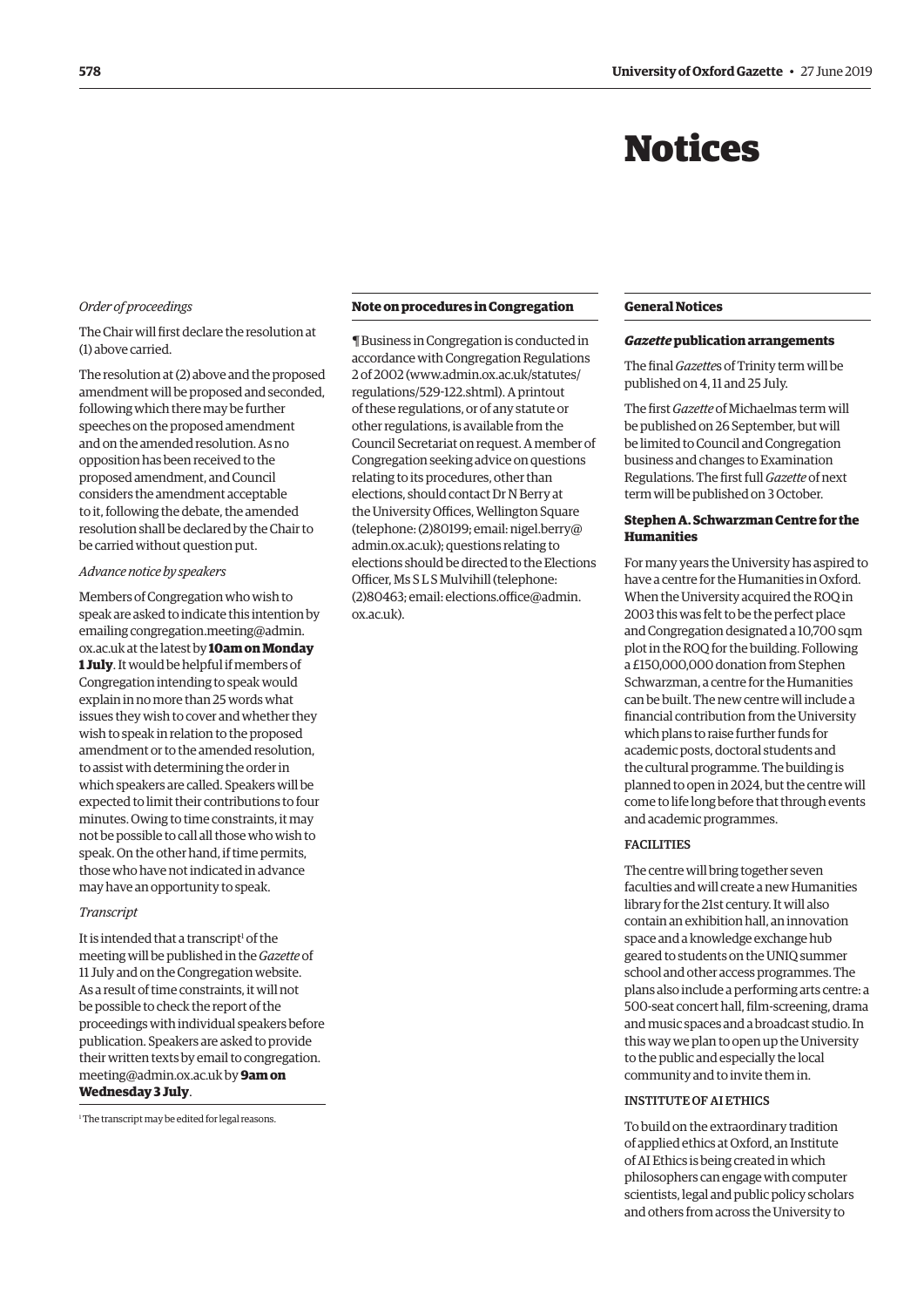# Notices

*Order of proceedings*

The Chair will first declare the resolution at (1) above carried.

The resolution at (2) above and the proposed amendment will be proposed and seconded, following which there may be further speeches on the proposed amendment and on the amended resolution. As no opposition has been received to the proposed amendment, and Council considers the amendment acceptable to it, following the debate, the amended resolution shall be declared by the Chair to be carried without question put.

*Advance notice by speakers*

Members of Congregation who wish to speak are asked to indicate this intention by emailing congregation.meeting@admin.ox.ac.uk at the latest by **10am on Monday 1 July**. It would be helpful if members of Congregation intending to speak would explain in no more than 25 words what issues they wish to cover and whether they wish to speak in relation to the proposed amendment or to the amended resolution, to assist with determining the order in which speakers are called. Speakers will be expected to limit their contributions to four minutes. Owing to time constraints, it may not be possible to call all those who wish to speak. On the other hand, if time permits, those who have not indicated in advance may have an opportunity to speak.

*Transcript*

It is intended that a transcript[1] of the meeting will be published in the *Gazette* of 11 July and on the Congregation website. As a result of time constraints, it will not be possible to check the report of the proceedings with individual speakers before publication. Speakers are asked to provide their written texts by email to congregation.meeting@admin.ox.ac.uk by **9am on Wednesday 3 July**.

[1] The transcript may be edited for legal reasons.

**Note on procedures in Congregation**

¶ Business in Congregation is conducted in accordance with Congregation Regulations 2 of 2002 (www.admin.ox.ac.uk/statutes/regulations/529-122.shtml). A printout of these regulations, or of any statute or other regulations, is available from the Council Secretariat on request. A member of Congregation seeking advice on questions relating to its procedures, other than elections, should contact Dr N Berry at the University Offices, Wellington Square (telephone: (2)80199; email: nigel.berry@admin.ox.ac.uk); questions relating to elections should be directed to the Elections Officer, Ms S L S Mulvihill (telephone: (2)80463; email: elections.office@admin.ox.ac.uk).

## General Notices

### *Gazette* publication arrangements

The final *Gazette*s of Trinity term will be published on 4, 11 and 25 July.

The first *Gazette* of Michaelmas term will be published on 26 September, but will be limited to Council and Congregation business and changes to Examination Regulations. The first full *Gazette* of next term will be published on 3 October.

### Stephen A. Schwarzman Centre for the Humanities

For many years the University has aspired to have a centre for the Humanities in Oxford. When the University acquired the ROQ in 2003 this was felt to be the perfect place and Congregation designated a 10,700 sqm plot in the ROQ for the building. Following a £150,000,000 donation from Stephen Schwarzman, a centre for the Humanities can be built. The new centre will include a financial contribution from the University which plans to raise further funds for academic posts, doctoral students and the cultural programme. The building is planned to open in 2024, but the centre will come to life long before that through events and academic programmes.

FACILITIES

The centre will bring together seven faculties and will create a new Humanities library for the 21st century. It will also contain an exhibition hall, an innovation space and a knowledge exchange hub geared to students on the UNIQ summer school and other access programmes. The plans also include a performing arts centre: a 500-seat concert hall, film-screening, drama and music spaces and a broadcast studio. In this way we plan to open up the University to the public and especially the local community and to invite them in.

INSTITUTE OF AI ETHICS

To build on the extraordinary tradition of applied ethics at Oxford, an Institute of AI Ethics is being created in which philosophers can engage with computer scientists, legal and public policy scholars and others from across the University to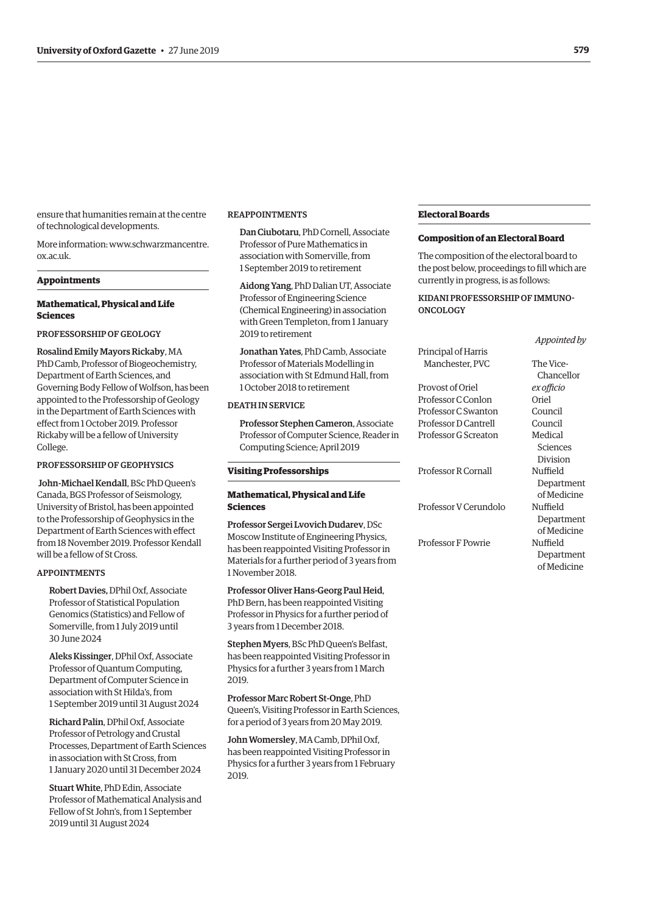ensure that humanities remain at the centre of technological developments.

More information: www.schwarzmancentre.ox.ac.uk.

## Appointments

### Mathematical, Physical and Life Sciences

#### PROFESSORSHIP OF GEOLOGY

**Rosalind Emily Mayors Rickaby**, MA PhD Camb, Professor of Biogeochemistry, Department of Earth Sciences, and Governing Body Fellow of Wolfson, has been appointed to the Professorship of Geology in the Department of Earth Sciences with effect from 1 October 2019. Professor Rickaby will be a fellow of University College.

#### PROFESSORSHIP OF GEOPHYSICS

**John-Michael Kendall**, BSc PhD Queen's Canada, BGS Professor of Seismology, University of Bristol, has been appointed to the Professorship of Geophysics in the Department of Earth Sciences with effect from 18 November 2019. Professor Kendall will be a fellow of St Cross.

#### APPOINTMENTS

**Robert Davies**, DPhil Oxf, Associate Professor of Statistical Population Genomics (Statistics) and Fellow of Somerville, from 1 July 2019 until 30 June 2024

**Aleks Kissinger**, DPhil Oxf, Associate Professor of Quantum Computing, Department of Computer Science in association with St Hilda's, from 1 September 2019 until 31 August 2024

**Richard Palin**, DPhil Oxf, Associate Professor of Petrology and Crustal Processes, Department of Earth Sciences in association with St Cross, from 1 January 2020 until 31 December 2024

**Stuart White**, PhD Edin, Associate Professor of Mathematical Analysis and Fellow of St John's, from 1 September 2019 until 31 August 2024

#### REAPPOINTMENTS

**Dan Ciubotaru**, PhD Cornell, Associate Professor of Pure Mathematics in association with Somerville, from 1 September 2019 to retirement

**Aidong Yang**, PhD Dalian UT, Associate Professor of Engineering Science (Chemical Engineering) in association with Green Templeton, from 1 January 2019 to retirement

**Jonathan Yates**, PhD Camb, Associate Professor of Materials Modelling in association with St Edmund Hall, from 1 October 2018 to retirement

#### DEATH IN SERVICE

**Professor Stephen Cameron**, Associate Professor of Computer Science, Reader in Computing Science; April 2019

## Visiting Professorships

### Mathematical, Physical and Life Sciences

**Professor Sergei Lvovich Dudarev**, DSc Moscow Institute of Engineering Physics, has been reappointed Visiting Professor in Materials for a further period of 3 years from 1 November 2018.

**Professor Oliver Hans-Georg Paul Heid**, PhD Bern, has been reappointed Visiting Professor in Physics for a further period of 3 years from 1 December 2018.

**Stephen Myers**, BSc PhD Queen's Belfast, has been reappointed Visiting Professor in Physics for a further 3 years from 1 March 2019.

**Professor Marc Robert St-Onge**, PhD Queen's, Visiting Professor in Earth Sciences, for a period of 3 years from 20 May 2019.

**John Womersley**, MA Camb, DPhil Oxf, has been reappointed Visiting Professor in Physics for a further 3 years from 1 February 2019.

## Electoral Boards

### Composition of an Electoral Board

The composition of the electoral board to the post below, proceedings to fill which are currently in progress, is as follows:

#### KIDANI PROFESSORSHIP OF IMMUNO-ONCOLOGY

| | *Appointed by* |
|---|---|
| Principal of Harris Manchester, PVC | The Vice-Chancellor |
| Provost of Oriel | *ex officio* |
| Professor C Conlon | Oriel |
| Professor C Swanton | Council |
| Professor D Cantrell | Council |
| Professor G Screaton | Medical Sciences Division |
| Professor R Cornall | Nuffield Department of Medicine |
| Professor V Cerundolo | Nuffield Department of Medicine |
| Professor F Powrie | Nuffield Department of Medicine |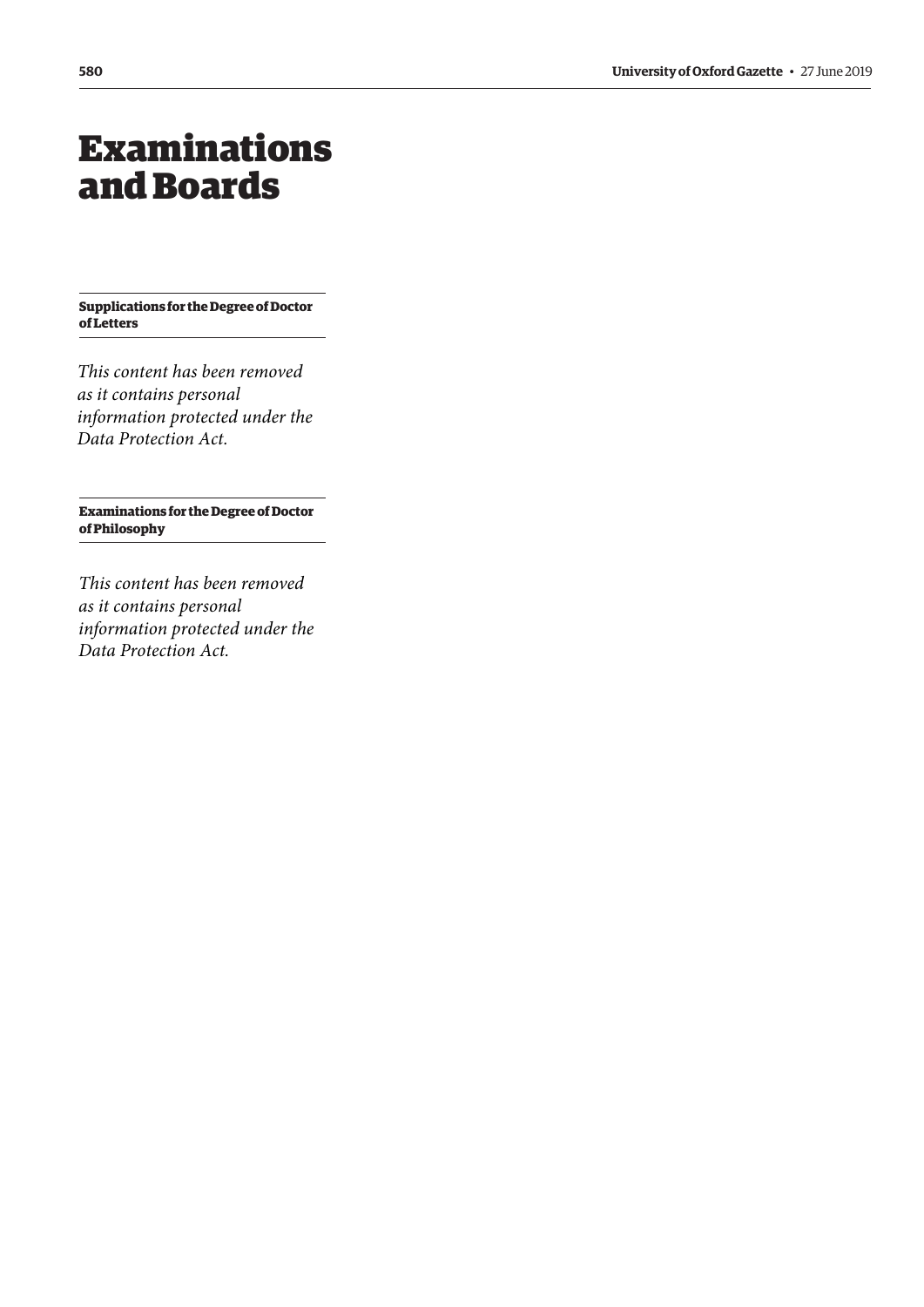# Examinations and Boards

**Supplications for the Degree of Doctor of Letters**

*This content has been removed as it contains personal information protected under the Data Protection Act.*

**Examinations for the Degree of Doctor of Philosophy**

*This content has been removed as it contains personal information protected under the Data Protection Act.*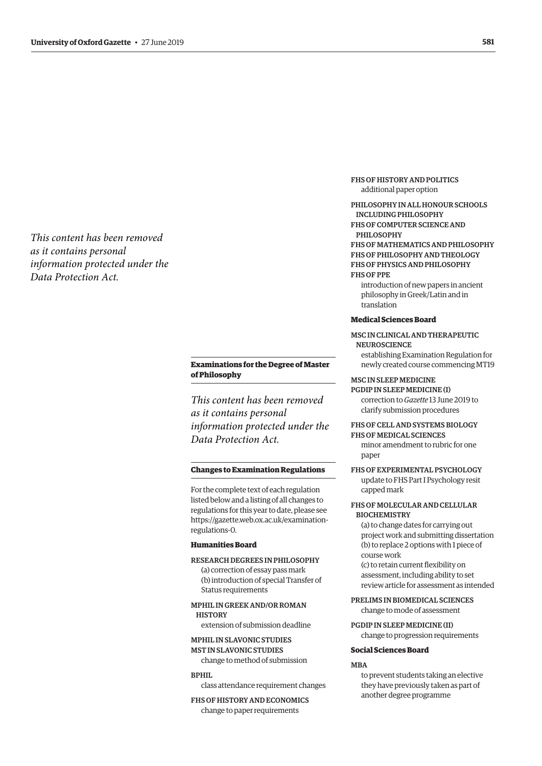*This content has been removed as it contains personal information protected under the Data Protection Act.*

## Examinations for the Degree of Master of Philosophy

*This content has been removed as it contains personal information protected under the Data Protection Act.*

## Changes to Examination Regulations

For the complete text of each regulation listed below and a listing of all changes to regulations for this year to date, please see https://gazette.web.ox.ac.uk/examination-regulations-0.

### Humanities Board

RESEARCH DEGREES IN PHILOSOPHY
(a) correction of essay pass mark
(b) introduction of special Transfer of Status requirements

MPHIL IN GREEK AND/OR ROMAN HISTORY
extension of submission deadline

MPHIL IN SLAVONIC STUDIES
MST IN SLAVONIC STUDIES
change to method of submission

BPHIL
class attendance requirement changes

FHS OF HISTORY AND ECONOMICS
change to paper requirements

FHS OF HISTORY AND POLITICS
additional paper option

PHILOSOPHY IN ALL HONOUR SCHOOLS INCLUDING PHILOSOPHY
FHS OF COMPUTER SCIENCE AND PHILOSOPHY
FHS OF MATHEMATICS AND PHILOSOPHY
FHS OF PHILOSOPHY AND THEOLOGY
FHS OF PHYSICS AND PHILOSOPHY
FHS OF PPE
introduction of new papers in ancient philosophy in Greek/Latin and in translation

### Medical Sciences Board

MSC IN CLINICAL AND THERAPEUTIC NEUROSCIENCE
establishing Examination Regulation for newly created course commencing MT19

MSC IN SLEEP MEDICINE
PGDIP IN SLEEP MEDICINE (I)
correction to *Gazette* 13 June 2019 to clarify submission procedures

FHS OF CELL AND SYSTEMS BIOLOGY
FHS OF MEDICAL SCIENCES
minor amendment to rubric for one paper

FHS OF EXPERIMENTAL PSYCHOLOGY
update to FHS Part I Psychology resit capped mark

FHS OF MOLECULAR AND CELLULAR BIOCHEMISTRY
(a) to change dates for carrying out project work and submitting dissertation
(b) to replace 2 options with 1 piece of course work
(c) to retain current flexibility on assessment, including ability to set review article for assessment as intended

PRELIMS IN BIOMEDICAL SCIENCES
change to mode of assessment

PGDIP IN SLEEP MEDICINE (II)
change to progression requirements

### Social Sciences Board

MBA
to prevent students taking an elective they have previously taken as part of another degree programme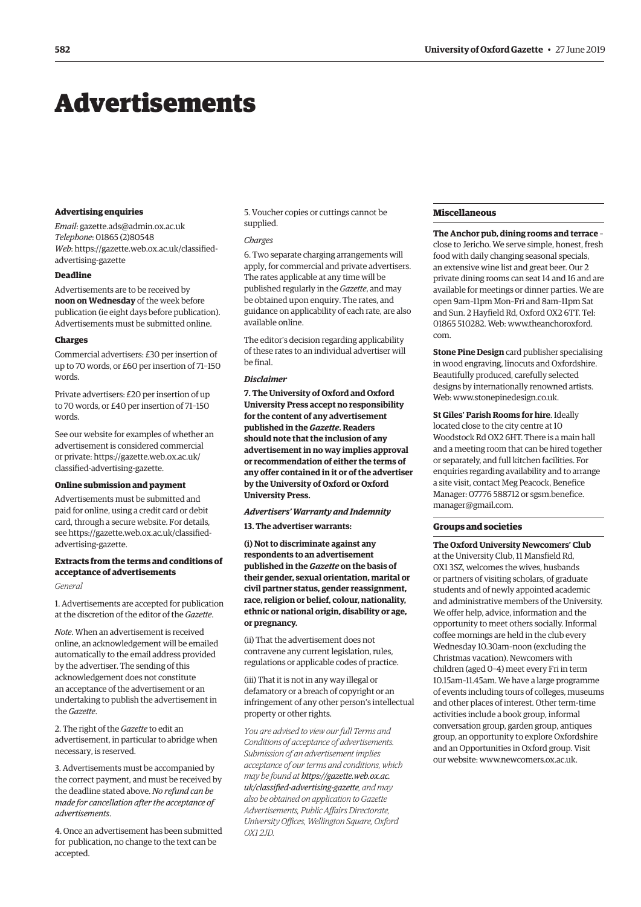# Advertisements

### Advertising enquiries

*Email*: gazette.ads@admin.ox.ac.uk
*Telephone*: 01865 (2)80548
*Web*: https://gazette.web.ox.ac.uk/classified-advertising-gazette

### Deadline

Advertisements are to be received by **noon on Wednesday** of the week before publication (ie eight days before publication). Advertisements must be submitted online.

### Charges

Commercial advertisers: £30 per insertion of up to 70 words, or £60 per insertion of 71–150 words.

Private advertisers: £20 per insertion of up to 70 words, or £40 per insertion of 71–150 words.

See our website for examples of whether an advertisement is considered commercial or private: https://gazette.web.ox.ac.uk/classified-advertising-gazette.

### Online submission and payment

Advertisements must be submitted and paid for online, using a credit card or debit card, through a secure website. For details, see https://gazette.web.ox.ac.uk/classified-advertising-gazette.

### Extracts from the terms and conditions of acceptance of advertisements

*General*

1. Advertisements are accepted for publication at the discretion of the editor of the *Gazette*.

*Note*. When an advertisement is received online, an acknowledgement will be emailed automatically to the email address provided by the advertiser. The sending of this acknowledgement does not constitute an acceptance of the advertisement or an undertaking to publish the advertisement in the *Gazette*.

2. The right of the *Gazette* to edit an advertisement, in particular to abridge when necessary, is reserved.

3. Advertisements must be accompanied by the correct payment, and must be received by the deadline stated above. *No refund can be made for cancellation after the acceptance of advertisements*.

4. Once an advertisement has been submitted for publication, no change to the text can be accepted.

5. Voucher copies or cuttings cannot be supplied.

*Charges*

6. Two separate charging arrangements will apply, for commercial and private advertisers. The rates applicable at any time will be published regularly in the *Gazette*, and may be obtained upon enquiry. The rates, and guidance on applicability of each rate, are also available online.

The editor's decision regarding applicability of these rates to an individual advertiser will be final.

***Disclaimer***

**7. The University of Oxford and Oxford University Press accept no responsibility for the content of any advertisement published in the *Gazette*. Readers should note that the inclusion of any advertisement in no way implies approval or recommendation of either the terms of any offer contained in it or of the advertiser by the University of Oxford or Oxford University Press.**

***Advertisers' Warranty and Indemnity***

**13. The advertiser warrants:**

**(i) Not to discriminate against any respondents to an advertisement published in the *Gazette* on the basis of their gender, sexual orientation, marital or civil partner status, gender reassignment, race, religion or belief, colour, nationality, ethnic or national origin, disability or age, or pregnancy.**

(ii) That the advertisement does not contravene any current legislation, rules, regulations or applicable codes of practice.

(iii) That it is not in any way illegal or defamatory or a breach of copyright or an infringement of any other person's intellectual property or other rights.

*You are advised to view our full Terms and Conditions of acceptance of advertisements. Submission of an advertisement implies acceptance of our terms and conditions, which may be found at **https://gazette.web.ox.ac.uk/classified-advertising-gazette**, and may also be obtained on application to Gazette Advertisements, Public Affairs Directorate, University Offices, Wellington Square, Oxford OX1 2JD.*

### Miscellaneous

**The Anchor pub, dining rooms and terrace** – close to Jericho. We serve simple, honest, fresh food with daily changing seasonal specials, an extensive wine list and great beer. Our 2 private dining rooms can seat 14 and 16 and are available for meetings or dinner parties. We are open 9am–11pm Mon–Fri and 8am–11pm Sat and Sun. 2 Hayfield Rd, Oxford OX2 6TT. Tel: 01865 510282. Web: www.theanchoroxford.com.

**Stone Pine Design** card publisher specialising in wood engraving, linocuts and Oxfordshire. Beautifully produced, carefully selected designs by internationally renowned artists. Web: www.stonepinedesign.co.uk.

**St Giles' Parish Rooms for hire**. Ideally located close to the city centre at 10 Woodstock Rd OX2 6HT. There is a main hall and a meeting room that can be hired together or separately, and full kitchen facilities. For enquiries regarding availability and to arrange a site visit, contact Meg Peacock, Benefice Manager: 07776 588712 or sgsm.benefice.manager@gmail.com.

### Groups and societies

**The Oxford University Newcomers' Club** at the University Club, 11 Mansfield Rd, OX1 3SZ, welcomes the wives, husbands or partners of visiting scholars, of graduate students and of newly appointed academic and administrative members of the University. We offer help, advice, information and the opportunity to meet others socially. Informal coffee mornings are held in the club every Wednesday 10.30am–noon (excluding the Christmas vacation). Newcomers with children (aged 0–4) meet every Fri in term 10.15am–11.45am. We have a large programme of events including tours of colleges, museums and other places of interest. Other term-time activities include a book group, informal conversation group, garden group, antiques group, an opportunity to explore Oxfordshire and an Opportunities in Oxford group. Visit our website: www.newcomers.ox.ac.uk.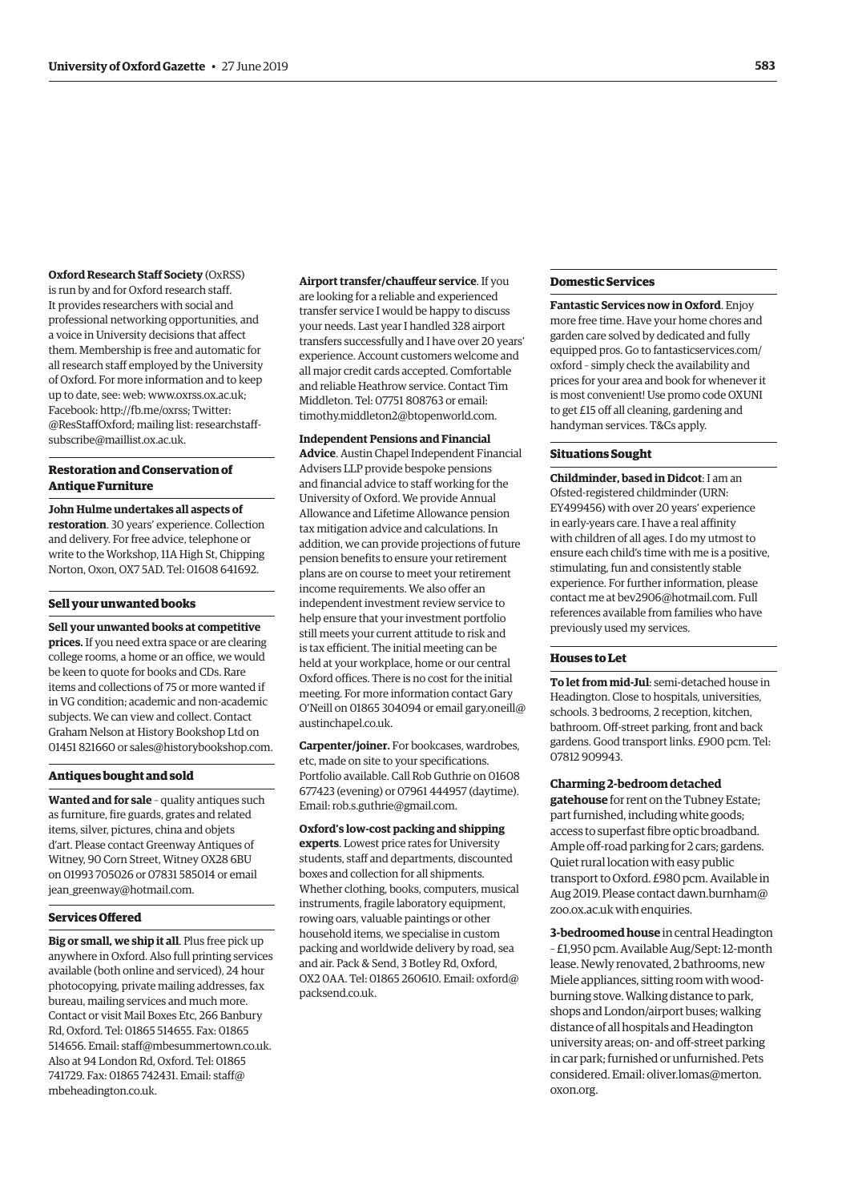**Oxford Research Staff Society** (OxRSS) is run by and for Oxford research staff. It provides researchers with social and professional networking opportunities, and a voice in University decisions that affect them. Membership is free and automatic for all research staff employed by the University of Oxford. For more information and to keep up to date, see: web: www.oxrss.ox.ac.uk; Facebook: http://fb.me/oxrss; Twitter: @ResStaffOxford; mailing list: researchstaff-subscribe@maillist.ox.ac.uk.

### Restoration and Conservation of Antique Furniture

**John Hulme undertakes all aspects of restoration**. 30 years' experience. Collection and delivery. For free advice, telephone or write to the Workshop, 11A High St, Chipping Norton, Oxon, OX7 5AD. Tel: 01608 641692.

### Sell your unwanted books

**Sell your unwanted books at competitive prices.** If you need extra space or are clearing college rooms, a home or an office, we would be keen to quote for books and CDs. Rare items and collections of 75 or more wanted if in VG condition; academic and non-academic subjects. We can view and collect. Contact Graham Nelson at History Bookshop Ltd on 01451 821660 or sales@historybookshop.com.

### Antiques bought and sold

**Wanted and for sale** – quality antiques such as furniture, fire guards, grates and related items, silver, pictures, china and objets d'art. Please contact Greenway Antiques of Witney, 90 Corn Street, Witney OX28 6BU on 01993 705026 or 07831 585014 or email jean_greenway@hotmail.com.

### Services Offered

**Big or small, we ship it all**. Plus free pick up anywhere in Oxford. Also full printing services available (both online and serviced), 24 hour photocopying, private mailing addresses, fax bureau, mailing services and much more. Contact or visit Mail Boxes Etc, 266 Banbury Rd, Oxford. Tel: 01865 514655. Fax: 01865 514656. Email: staff@mbesummertown.co.uk. Also at 94 London Rd, Oxford. Tel: 01865 741729. Fax: 01865 742431. Email: staff@mbeheadington.co.uk.

**Airport transfer/chauffeur service**. If you are looking for a reliable and experienced transfer service I would be happy to discuss your needs. Last year I handled 328 airport transfers successfully and I have over 20 years' experience. Account customers welcome and all major credit cards accepted. Comfortable and reliable Heathrow service. Contact Tim Middleton. Tel: 07751 808763 or email: timothy.middleton2@btopenworld.com.

**Independent Pensions and Financial Advice**. Austin Chapel Independent Financial Advisers LLP provide bespoke pensions and financial advice to staff working for the University of Oxford. We provide Annual Allowance and Lifetime Allowance pension tax mitigation advice and calculations. In addition, we can provide projections of future pension benefits to ensure your retirement plans are on course to meet your retirement income requirements. We also offer an independent investment review service to help ensure that your investment portfolio still meets your current attitude to risk and is tax efficient. The initial meeting can be held at your workplace, home or our central Oxford offices. There is no cost for the initial meeting. For more information contact Gary O'Neill on 01865 304094 or email gary.oneill@austinchapel.co.uk.

**Carpenter/joiner.** For bookcases, wardrobes, etc, made on site to your specifications. Portfolio available. Call Rob Guthrie on 01608 677423 (evening) or 07961 444957 (daytime). Email: rob.s.guthrie@gmail.com.

**Oxford's low-cost packing and shipping experts**. Lowest price rates for University students, staff and departments, discounted boxes and collection for all shipments. Whether clothing, books, computers, musical instruments, fragile laboratory equipment, rowing oars, valuable paintings or other household items, we specialise in custom packing and worldwide delivery by road, sea and air. Pack & Send, 3 Botley Rd, Oxford, OX2 0AA. Tel: 01865 260610. Email: oxford@packsend.co.uk.

### Domestic Services

**Fantastic Services now in Oxford**. Enjoy more free time. Have your home chores and garden care solved by dedicated and fully equipped pros. Go to fantasticservices.com/oxford – simply check the availability and prices for your area and book for whenever it is most convenient! Use promo code OXUNI to get £15 off all cleaning, gardening and handyman services. T&Cs apply.

### Situations Sought

**Childminder, based in Didcot**: I am an Ofsted-registered childminder (URN: EY499456) with over 20 years' experience in early-years care. I have a real affinity with children of all ages. I do my utmost to ensure each child's time with me is a positive, stimulating, fun and consistently stable experience. For further information, please contact me at bev2906@hotmail.com. Full references available from families who have previously used my services.

### Houses to Let

**To let from mid-Jul**: semi-detached house in Headington. Close to hospitals, universities, schools. 3 bedrooms, 2 reception, kitchen, bathroom. Off-street parking, front and back gardens. Good transport links. £900 pcm. Tel: 07812 909943.

**Charming 2-bedroom detached gatehouse** for rent on the Tubney Estate; part furnished, including white goods; access to superfast fibre optic broadband. Ample off-road parking for 2 cars; gardens. Quiet rural location with easy public transport to Oxford. £980 pcm. Available in Aug 2019. Please contact dawn.burnham@zoo.ox.ac.uk with enquiries.

**3-bedroomed house** in central Headington – £1,950 pcm. Available Aug/Sept: 12-month lease. Newly renovated, 2 bathrooms, new Miele appliances, sitting room with wood-burning stove. Walking distance to park, shops and London/airport buses; walking distance of all hospitals and Headington university areas; on- and off-street parking in car park; furnished or unfurnished. Pets considered. Email: oliver.lomas@merton.oxon.org.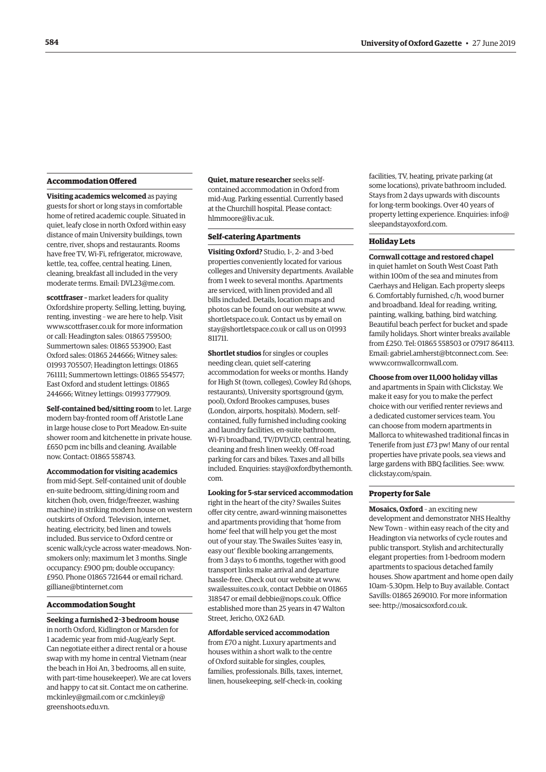## Accommodation Offered

**Visiting academics welcomed** as paying guests for short or long stays in comfortable home of retired academic couple. Situated in quiet, leafy close in north Oxford within easy distance of main University buildings, town centre, river, shops and restaurants. Rooms have free TV, Wi-Fi, refrigerator, microwave, kettle, tea, coffee, central heating. Linen, cleaning, breakfast all included in the very moderate terms. Email: DVL23@me.com.

**scottfraser –** market leaders for quality Oxfordshire property. Selling, letting, buying, renting, investing – we are here to help. Visit www.scottfraser.co.uk for more information or call: Headington sales: 01865 759500; Summertown sales: 01865 553900; East Oxford sales: 01865 244666; Witney sales: 01993 705507; Headington lettings: 01865 761111; Summertown lettings: 01865 554577; East Oxford and student lettings: 01865 244666; Witney lettings: 01993 777909.

**Self-contained bed/sitting room** to let. Large modern bay-fronted room off Aristotle Lane in large house close to Port Meadow. En-suite shower room and kitchenette in private house. £650 pcm inc bills and cleaning. Available now. Contact: 01865 558743.

**Accommodation for visiting academics** from mid-Sept. Self-contained unit of double en-suite bedroom, sitting/dining room and kitchen (hob, oven, fridge/freezer, washing machine) in striking modern house on western outskirts of Oxford. Television, internet, heating, electricity, bed linen and towels included. Bus service to Oxford centre or scenic walk/cycle across water-meadows. Non-smokers only; maximum let 3 months. Single occupancy: £900 pm; double occupancy: £950. Phone 01865 721644 or email richard.gilliane@btinternet.com

## Accommodation Sought

**Seeking a furnished 2–3 bedroom house** in north Oxford, Kidlington or Marsden for 1 academic year from mid-Aug/early Sept. Can negotiate either a direct rental or a house swap with my home in central Vietnam (near the beach in Hoi An, 3 bedrooms, all en suite, with part-time housekeeper). We are cat lovers and happy to cat sit. Contact me on catherine.mckinley@gmail.com or c.mckinley@greenshoots.edu.vn.

**Quiet, mature researcher** seeks self-contained accommodation in Oxford from mid-Aug. Parking essential. Currently based at the Churchill hospital. Please contact: hlmmoore@liv.ac.uk.

## Self-catering Apartments

**Visiting Oxford?** Studio, 1-, 2- and 3-bed properties conveniently located for various colleges and University departments. Available from 1 week to several months. Apartments are serviced, with linen provided and all bills included. Details, location maps and photos can be found on our website at www.shortletspace.co.uk. Contact us by email on stay@shortletspace.co.uk or call us on 01993 811711.

**Shortlet studios** for singles or couples needing clean, quiet self-catering accommodation for weeks or months. Handy for High St (town, colleges), Cowley Rd (shops, restaurants), University sportsground (gym, pool), Oxford Brookes campuses, buses (London, airports, hospitals). Modern, self-contained, fully furnished including cooking and laundry facilities, en-suite bathroom, Wi-Fi broadband, TV/DVD/CD, central heating, cleaning and fresh linen weekly. Off-road parking for cars and bikes. Taxes and all bills included. Enquiries: stay@oxfordbythemonth.com.

**Looking for 5-star serviced accommodation** right in the heart of the city? Swailes Suites offer city centre, award-winning maisonettes and apartments providing that 'home from home' feel that will help you get the most out of your stay. The Swailes Suites 'easy in, easy out' flexible booking arrangements, from 3 days to 6 months, together with good transport links make arrival and departure hassle-free. Check out our website at www.swailessuites.co.uk, contact Debbie on 01865 318547 or email debbie@nops.co.uk. Office established more than 25 years in 47 Walton Street, Jericho, OX2 6AD.

**Affordable serviced accommodation** from £70 a night. Luxury apartments and houses within a short walk to the centre of Oxford suitable for singles, couples, families, professionals. Bills, taxes, internet, linen, housekeeping, self-check-in, cooking facilities, TV, heating, private parking (at some locations), private bathroom included. Stays from 2 days upwards with discounts for long-term bookings. Over 40 years of property letting experience. Enquiries: info@sleepandstayoxford.com.

## Holiday Lets

**Cornwall cottage and restored chapel** in quiet hamlet on South West Coast Path within 100m of the sea and minutes from Caerhays and Heligan. Each property sleeps 6. Comfortably furnished, c/h, wood burner and broadband. Ideal for reading, writing, painting, walking, bathing, bird watching. Beautiful beach perfect for bucket and spade family holidays. Short winter breaks available from £250. Tel: 01865 558503 or 07917 864113. Email: gabriel.amherst@btconnect.com. See: www.cornwallcornwall.com.

**Choose from over 11,000 holiday villas** and apartments in Spain with Clickstay. We make it easy for you to make the perfect choice with our verified renter reviews and a dedicated customer services team. You can choose from modern apartments in Mallorca to whitewashed traditional fincas in Tenerife from just £73 pw! Many of our rental properties have private pools, sea views and large gardens with BBQ facilities. See: www.clickstay.com/spain.

## Property for Sale

**Mosaics, Oxford** – an exciting new development and demonstrator NHS Healthy New Town – within easy reach of the city and Headington via networks of cycle routes and public transport. Stylish and architecturally elegant properties: from 1-bedroom modern apartments to spacious detached family houses. Show apartment and home open daily 10am–5.30pm. Help to Buy available. Contact Savills: 01865 269010. For more information see: http://mosaicsoxford.co.uk.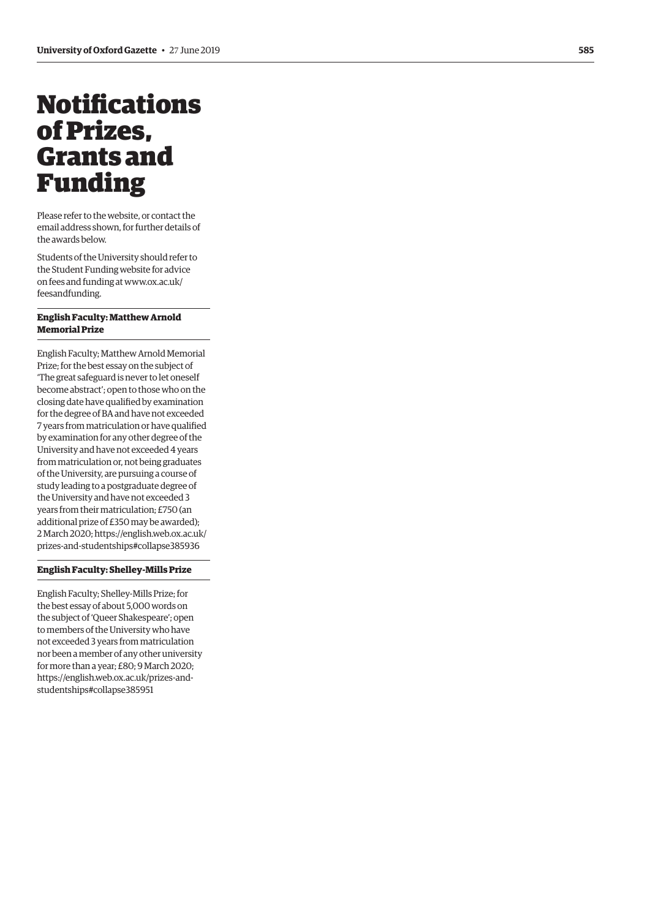# Notifications of Prizes, Grants and Funding

Please refer to the website, or contact the email address shown, for further details of the awards below.

Students of the University should refer to the Student Funding website for advice on fees and funding at www.ox.ac.uk/feesandfunding.

### English Faculty: Matthew Arnold Memorial Prize

English Faculty; Matthew Arnold Memorial Prize; for the best essay on the subject of 'The great safeguard is never to let oneself become abstract'; open to those who on the closing date have qualified by examination for the degree of BA and have not exceeded 7 years from matriculation or have qualified by examination for any other degree of the University and have not exceeded 4 years from matriculation or, not being graduates of the University, are pursuing a course of study leading to a postgraduate degree of the University and have not exceeded 3 years from their matriculation; £750 (an additional prize of £350 may be awarded); 2 March 2020; https://english.web.ox.ac.uk/prizes-and-studentships#collapse385936

### English Faculty: Shelley-Mills Prize

English Faculty; Shelley-Mills Prize; for the best essay of about 5,000 words on the subject of 'Queer Shakespeare'; open to members of the University who have not exceeded 3 years from matriculation nor been a member of any other university for more than a year; £80; 9 March 2020; https://english.web.ox.ac.uk/prizes-and-studentships#collapse385951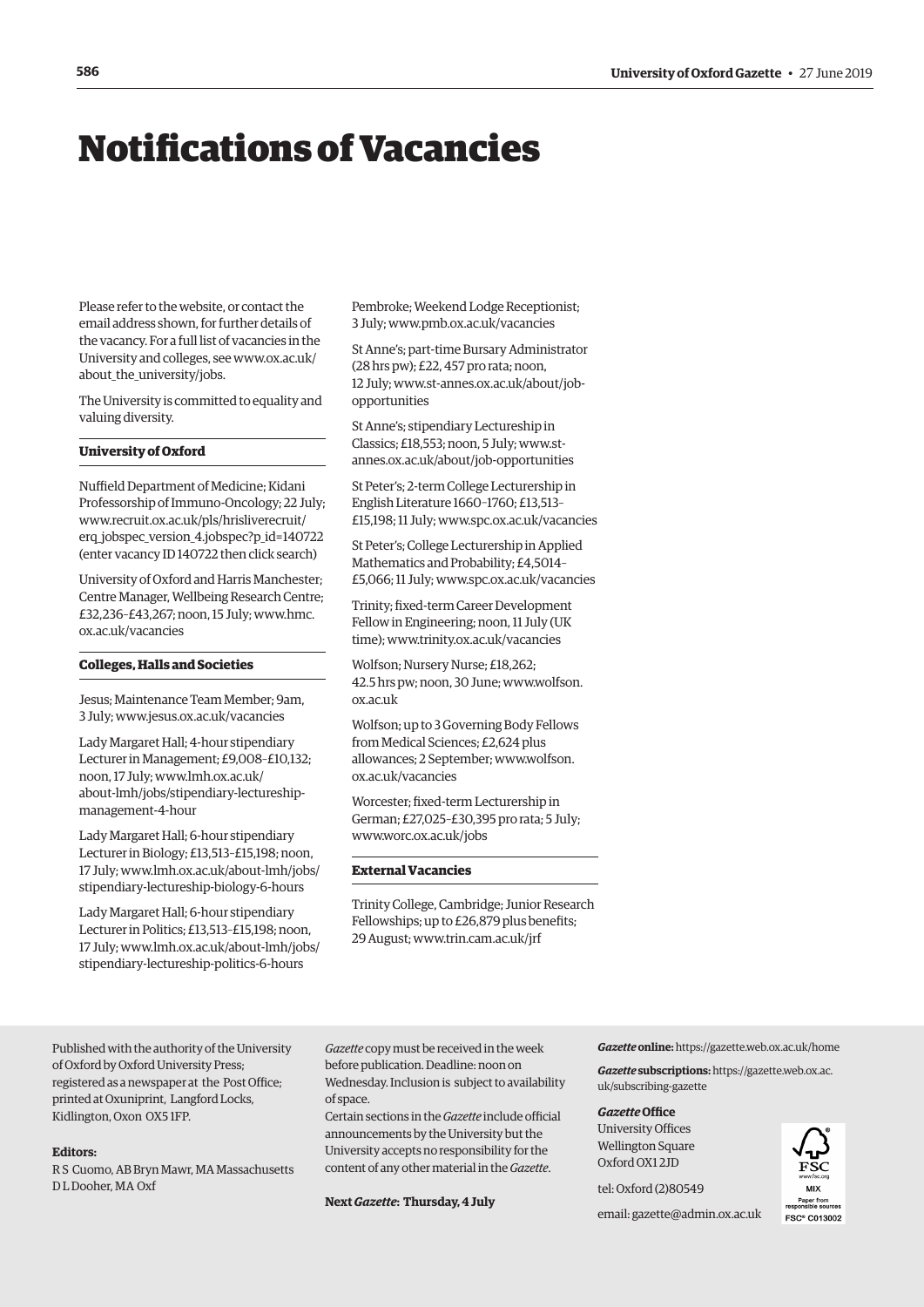# Notifications of Vacancies

Please refer to the website, or contact the email address shown, for further details of the vacancy. For a full list of vacancies in the University and colleges, see www.ox.ac.uk/about_the_university/jobs.

The University is committed to equality and valuing diversity.

### University of Oxford

Nuffield Department of Medicine; Kidani Professorship of Immuno-Oncology; 22 July; www.recruit.ox.ac.uk/pls/hrisliverecruit/erq_jobspec_version_4.jobspec?p_id=140722 (enter vacancy ID 140722 then click search)

University of Oxford and Harris Manchester; Centre Manager, Wellbeing Research Centre; £32,236–£43,267; noon, 15 July; www.hmc.ox.ac.uk/vacancies

### Colleges, Halls and Societies

Jesus; Maintenance Team Member; 9am, 3 July; www.jesus.ox.ac.uk/vacancies

Lady Margaret Hall; 4-hour stipendiary Lecturer in Management; £9,008–£10,132; noon, 17 July; www.lmh.ox.ac.uk/about-lmh/jobs/stipendiary-lectureship-management-4-hour

Lady Margaret Hall; 6-hour stipendiary Lecturer in Biology; £13,513–£15,198; noon, 17 July; www.lmh.ox.ac.uk/about-lmh/jobs/stipendiary-lectureship-biology-6-hours

Lady Margaret Hall; 6-hour stipendiary Lecturer in Politics; £13,513–£15,198; noon, 17 July; www.lmh.ox.ac.uk/about-lmh/jobs/stipendiary-lectureship-politics-6-hours

Pembroke; Weekend Lodge Receptionist; 3 July; www.pmb.ox.ac.uk/vacancies

St Anne's; part-time Bursary Administrator (28 hrs pw); £22, 457 pro rata; noon, 12 July; www.st-annes.ox.ac.uk/about/job-opportunities

St Anne's; stipendiary Lectureship in Classics; £18,553; noon, 5 July; www.st-annes.ox.ac.uk/about/job-opportunities

St Peter's; 2-term College Lecturership in English Literature 1660–1760; £13,513–£15,198; 11 July; www.spc.ox.ac.uk/vacancies

St Peter's; College Lecturership in Applied Mathematics and Probability; £4,5014–£5,066; 11 July; www.spc.ox.ac.uk/vacancies

Trinity; fixed-term Career Development Fellow in Engineering; noon, 11 July (UK time); www.trinity.ox.ac.uk/vacancies

Wolfson; Nursery Nurse; £18,262; 42.5 hrs pw; noon, 30 June; www.wolfson.ox.ac.uk

Wolfson; up to 3 Governing Body Fellows from Medical Sciences; £2,624 plus allowances; 2 September; www.wolfson.ox.ac.uk/vacancies

Worcester; fixed-term Lecturership in German; £27,025–£30,395 pro rata; 5 July; www.worc.ox.ac.uk/jobs

### External Vacancies

Trinity College, Cambridge; Junior Research Fellowships; up to £26,879 plus benefits; 29 August; www.trin.cam.ac.uk/jrf

---

Published with the authority of the University of Oxford by Oxford University Press; registered as a newspaper at the Post Office; printed at Oxuniprint, Langford Locks, Kidlington, Oxon OX5 1FP.

**Editors:**
R S Cuomo, AB Bryn Mawr, MA Massachusetts
D L Dooher, MA Oxf

*Gazette* copy must be received in the week before publication. Deadline: noon on Wednesday. Inclusion is subject to availability of space.
Certain sections in the *Gazette* include official announcements by the University but the University accepts no responsibility for the content of any other material in the *Gazette*.

**Next *Gazette*: Thursday, 4 July**

***Gazette* online:** https://gazette.web.ox.ac.uk/home

***Gazette* subscriptions:** https://gazette.web.ox.ac.uk/subscribing-gazette

***Gazette* Office**
University Offices
Wellington Square
Oxford OX1 2JD

tel: Oxford (2)80549

email: gazette@admin.ox.ac.uk

FSC www.fsc.org MIX Paper from responsible sources FSC® C013002